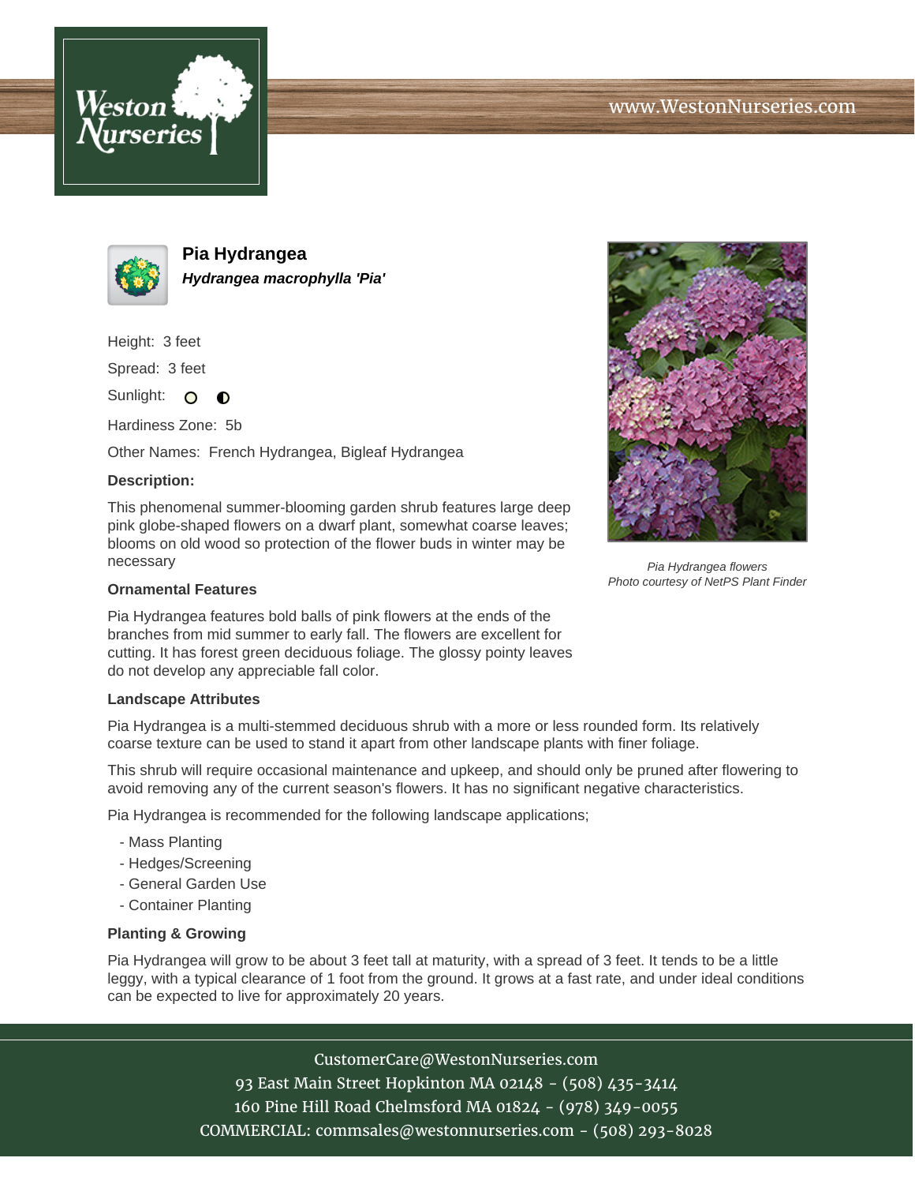# Pia Hydrangea

***Hydrangea macrophylla 'Pia'***

Height: 3 feet

Spread: 3 feet

Sunlight:

Hardiness Zone: 5b

Other Names: French Hydrangea, Bigleaf Hydrangea

**Description:**

This phenomenal summer-blooming garden shrub features large deep pink globe-shaped flowers on a dwarf plant, somewhat coarse leaves; blooms on old wood so protection of the flower buds in winter may be necessary

*Pia Hydrangea flowers*
*Photo courtesy of NetPS Plant Finder*

## Ornamental Features

Pia Hydrangea features bold balls of pink flowers at the ends of the branches from mid summer to early fall. The flowers are excellent for cutting. It has forest green deciduous foliage. The glossy pointy leaves do not develop any appreciable fall color.

## Landscape Attributes

Pia Hydrangea is a multi-stemmed deciduous shrub with a more or less rounded form. Its relatively coarse texture can be used to stand it apart from other landscape plants with finer foliage.

This shrub will require occasional maintenance and upkeep, and should only be pruned after flowering to avoid removing any of the current season's flowers. It has no significant negative characteristics.

Pia Hydrangea is recommended for the following landscape applications;

- Mass Planting
- Hedges/Screening
- General Garden Use
- Container Planting

## Planting & Growing

Pia Hydrangea will grow to be about 3 feet tall at maturity, with a spread of 3 feet. It tends to be a little leggy, with a typical clearance of 1 foot from the ground. It grows at a fast rate, and under ideal conditions can be expected to live for approximately 20 years.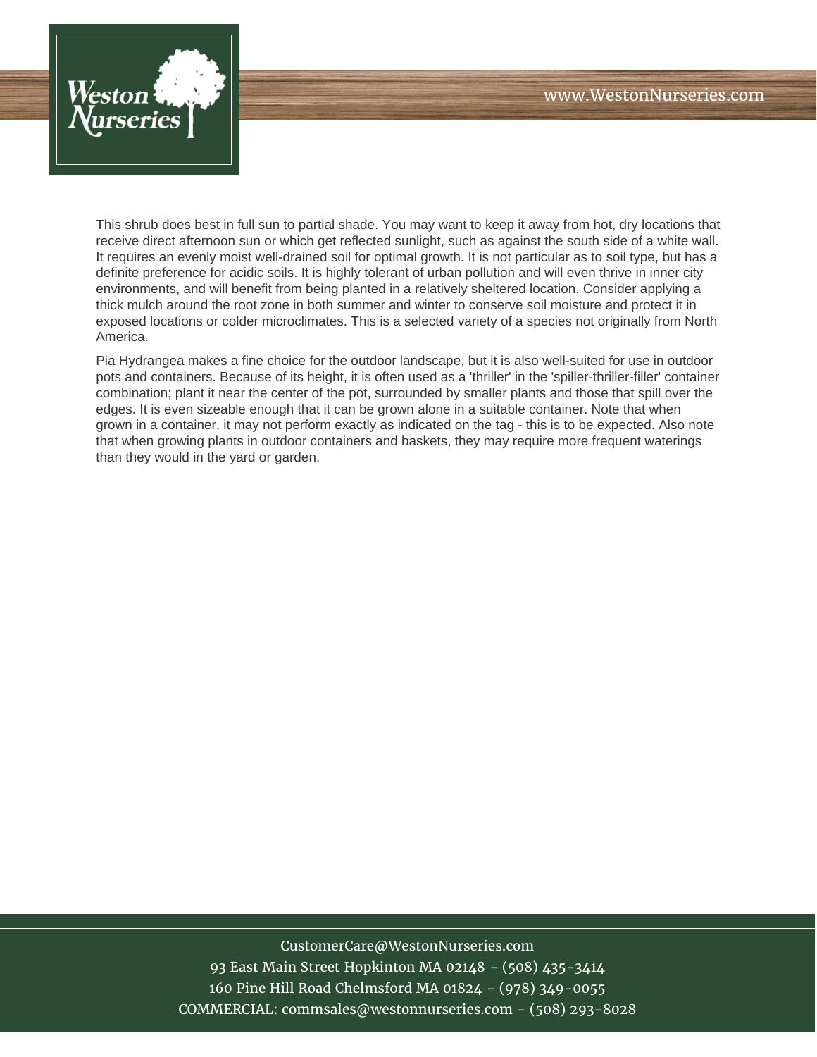This shrub does best in full sun to partial shade. You may want to keep it away from hot, dry locations that receive direct afternoon sun or which get reflected sunlight, such as against the south side of a white wall. It requires an evenly moist well-drained soil for optimal growth. It is not particular as to soil type, but has a definite preference for acidic soils. It is highly tolerant of urban pollution and will even thrive in inner city environments, and will benefit from being planted in a relatively sheltered location. Consider applying a thick mulch around the root zone in both summer and winter to conserve soil moisture and protect it in exposed locations or colder microclimates. This is a selected variety of a species not originally from North America.

Pia Hydrangea makes a fine choice for the outdoor landscape, but it is also well-suited for use in outdoor pots and containers. Because of its height, it is often used as a 'thriller' in the 'spiller-thriller-filler' container combination; plant it near the center of the pot, surrounded by smaller plants and those that spill over the edges. It is even sizeable enough that it can be grown alone in a suitable container. Note that when grown in a container, it may not perform exactly as indicated on the tag - this is to be expected. Also note that when growing plants in outdoor containers and baskets, they may require more frequent waterings than they would in the yard or garden.